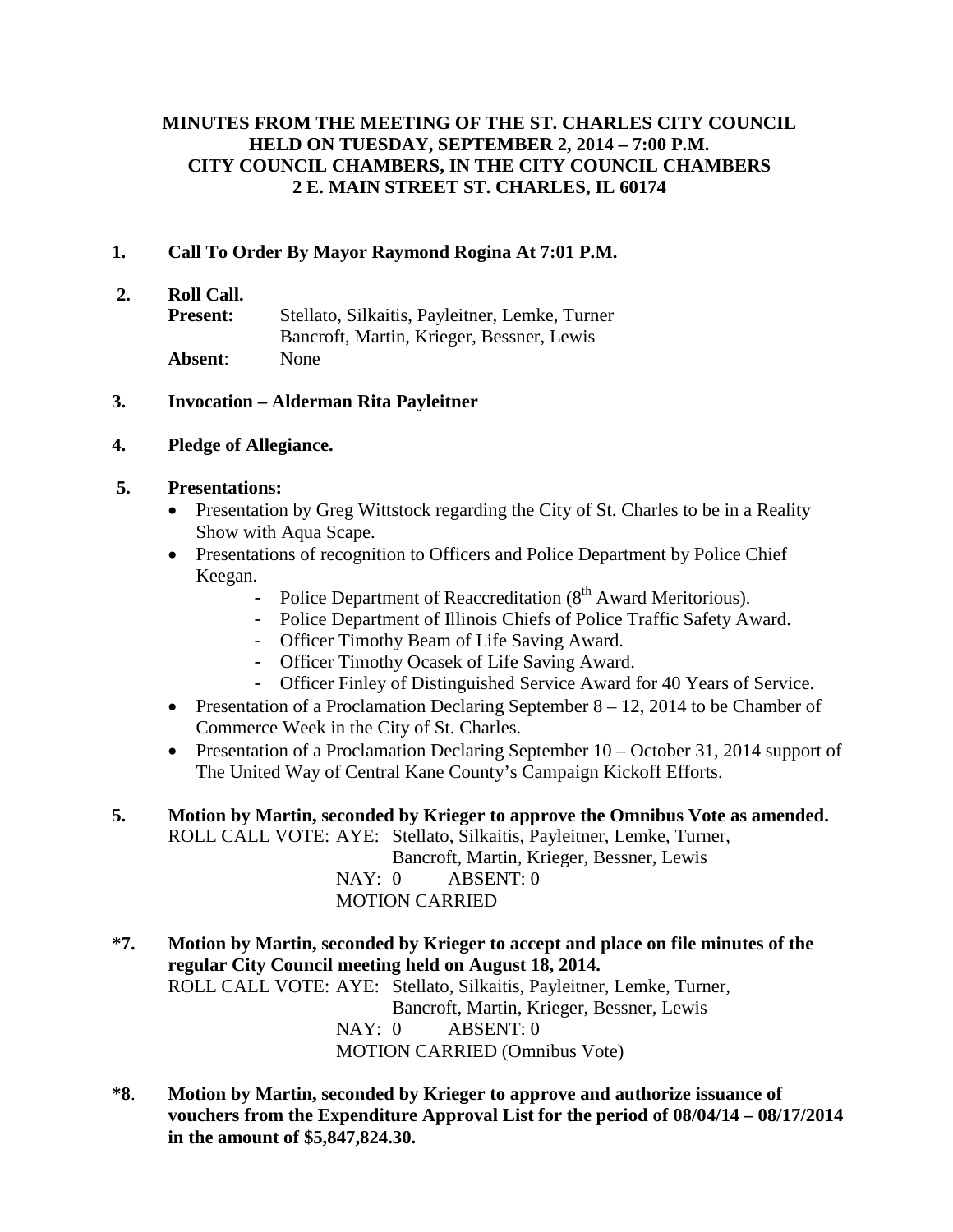**MINUTES FROM THE MEETING OF THE ST. CHARLES CITY COUNCIL HELD ON TUESDAY, SEPTEMBER 2, 2014 – 7:00 P.M. CITY COUNCIL CHAMBERS, IN THE CITY COUNCIL CHAMBERS 2 E. MAIN STREET ST. CHARLES, IL 60174**

**1. Call To Order By Mayor Raymond Rogina At 7:01 P.M.**

**2. Roll Call.**

**Present:** Stellato, Silkaitis, Payleitner, Lemke, Turner Bancroft, Martin, Krieger, Bessner, Lewis

**Absent**: None

**3. Invocation – Alderman Rita Payleitner**

**4. Pledge of Allegiance.**

**5. Presentations:**

- Presentation by Greg Wittstock regarding the City of St. Charles to be in a Reality Show with Aqua Scape.
- Presentations of recognition to Officers and Police Department by Police Chief Keegan.
  - Police Department of Reaccreditation (8th Award Meritorious).
  - Police Department of Illinois Chiefs of Police Traffic Safety Award.
  - Officer Timothy Beam of Life Saving Award.
  - Officer Timothy Ocasek of Life Saving Award.
  - Officer Finley of Distinguished Service Award for 40 Years of Service.
- Presentation of a Proclamation Declaring September 8 – 12, 2014 to be Chamber of Commerce Week in the City of St. Charles.
- Presentation of a Proclamation Declaring September 10 – October 31, 2014 support of The United Way of Central Kane County's Campaign Kickoff Efforts.

**5. Motion by Martin, seconded by Krieger to approve the Omnibus Vote as amended.**

ROLL CALL VOTE: AYE: Stellato, Silkaitis, Payleitner, Lemke, Turner, Bancroft, Martin, Krieger, Bessner, Lewis

NAY: 0 ABSENT: 0

MOTION CARRIED

**\*7. Motion by Martin, seconded by Krieger to accept and place on file minutes of the regular City Council meeting held on August 18, 2014.**

ROLL CALL VOTE: AYE: Stellato, Silkaitis, Payleitner, Lemke, Turner, Bancroft, Martin, Krieger, Bessner, Lewis

NAY: 0 ABSENT: 0

MOTION CARRIED (Omnibus Vote)

**\*8. Motion by Martin, seconded by Krieger to approve and authorize issuance of vouchers from the Expenditure Approval List for the period of 08/04/14 – 08/17/2014 in the amount of $5,847,824.30.**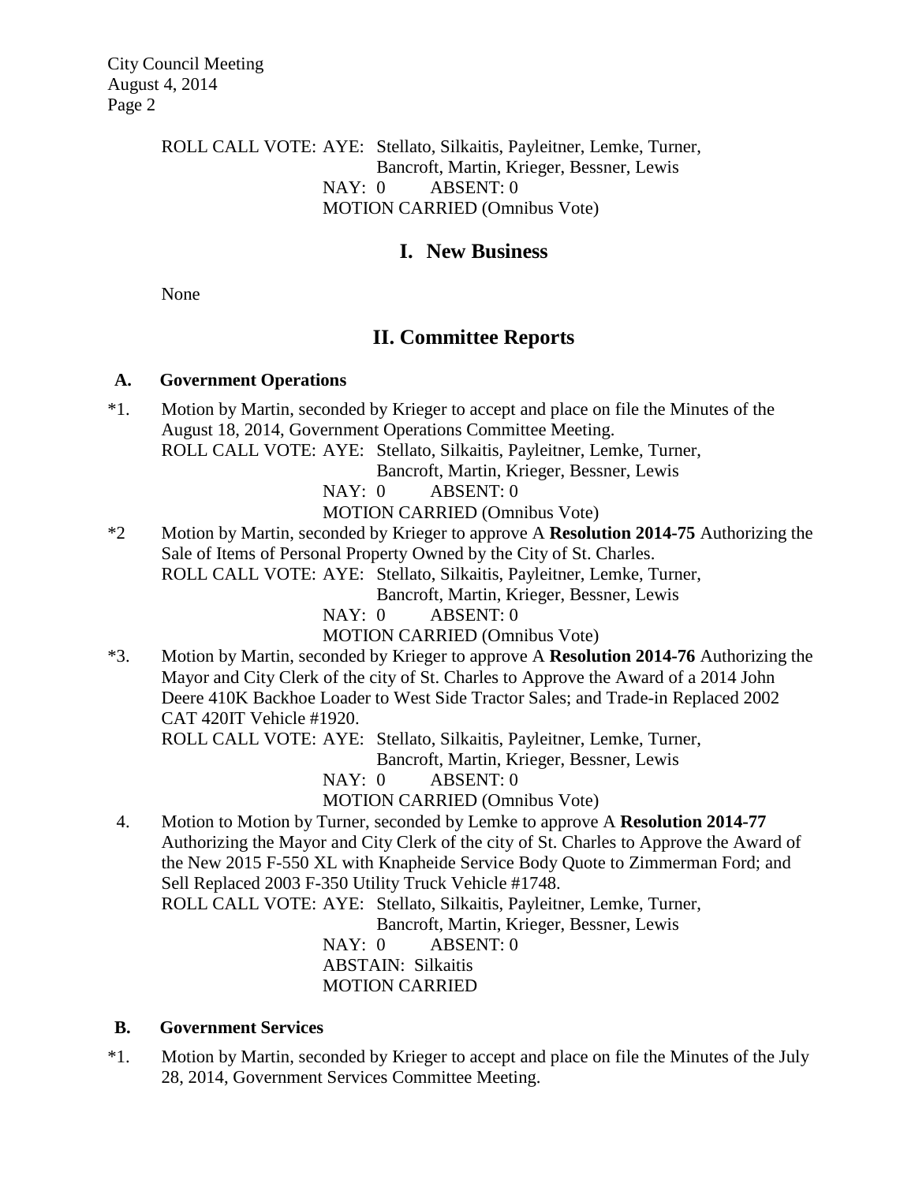ROLL CALL VOTE: AYE: Stellato, Silkaitis, Payleitner, Lemke, Turner, Bancroft, Martin, Krieger, Bessner, Lewis
NAY: 0 ABSENT: 0
MOTION CARRIED (Omnibus Vote)

## I. New Business

None

## II. Committee Reports

### A. Government Operations

*1. Motion by Martin, seconded by Krieger to accept and place on file the Minutes of the August 18, 2014, Government Operations Committee Meeting.
ROLL CALL VOTE: AYE: Stellato, Silkaitis, Payleitner, Lemke, Turner, Bancroft, Martin, Krieger, Bessner, Lewis
NAY: 0 ABSENT: 0
MOTION CARRIED (Omnibus Vote)

*2 Motion by Martin, seconded by Krieger to approve A **Resolution 2014-75** Authorizing the Sale of Items of Personal Property Owned by the City of St. Charles.
ROLL CALL VOTE: AYE: Stellato, Silkaitis, Payleitner, Lemke, Turner, Bancroft, Martin, Krieger, Bessner, Lewis
NAY: 0 ABSENT: 0
MOTION CARRIED (Omnibus Vote)

*3. Motion by Martin, seconded by Krieger to approve A **Resolution 2014-76** Authorizing the Mayor and City Clerk of the city of St. Charles to Approve the Award of a 2014 John Deere 410K Backhoe Loader to West Side Tractor Sales; and Trade-in Replaced 2002 CAT 420IT Vehicle #1920.
ROLL CALL VOTE: AYE: Stellato, Silkaitis, Payleitner, Lemke, Turner, Bancroft, Martin, Krieger, Bessner, Lewis
NAY: 0 ABSENT: 0
MOTION CARRIED (Omnibus Vote)

4. Motion to Motion by Turner, seconded by Lemke to approve A **Resolution 2014-77** Authorizing the Mayor and City Clerk of the city of St. Charles to Approve the Award of the New 2015 F-550 XL with Knapheide Service Body Quote to Zimmerman Ford; and Sell Replaced 2003 F-350 Utility Truck Vehicle #1748.
ROLL CALL VOTE: AYE: Stellato, Silkaitis, Payleitner, Lemke, Turner, Bancroft, Martin, Krieger, Bessner, Lewis
NAY: 0 ABSENT: 0
ABSTAIN: Silkaitis
MOTION CARRIED

### B. Government Services

*1. Motion by Martin, seconded by Krieger to accept and place on file the Minutes of the July 28, 2014, Government Services Committee Meeting.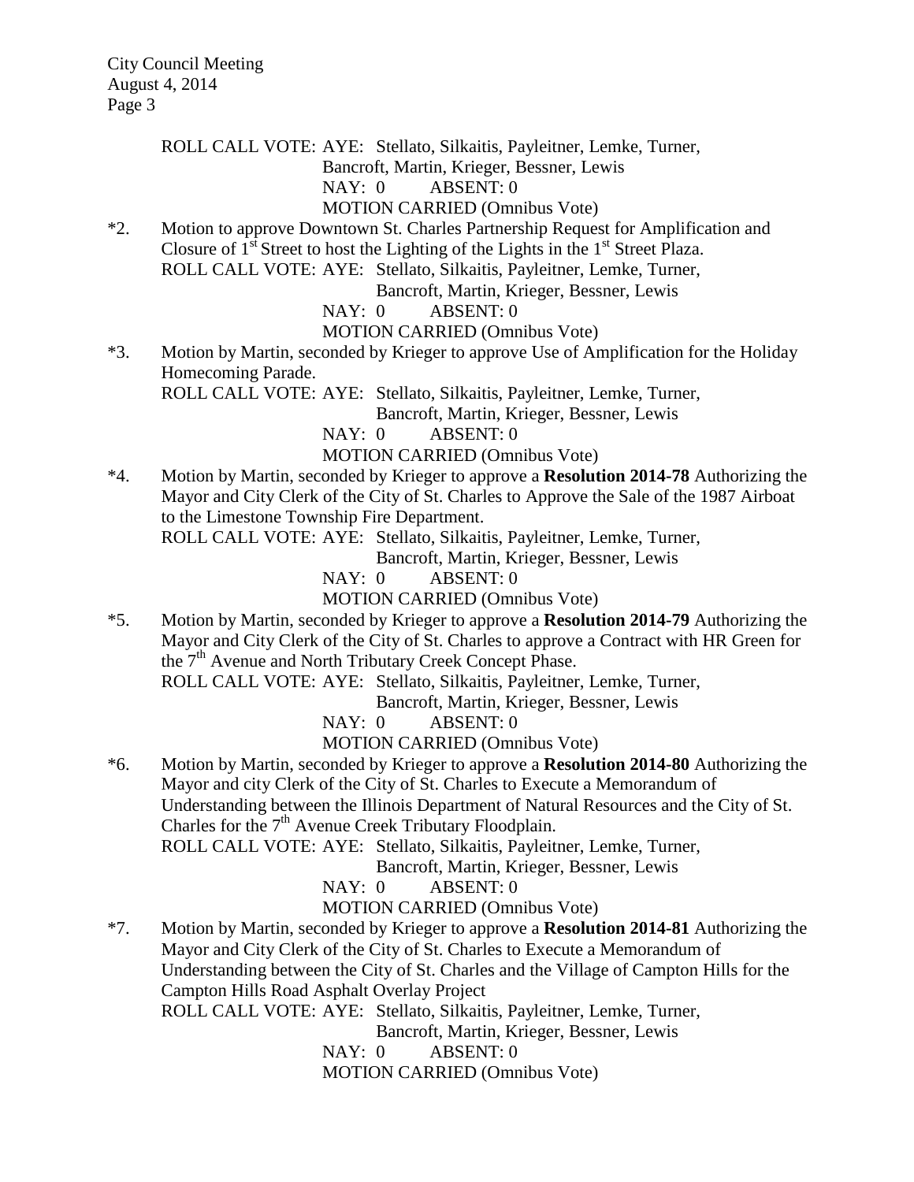ROLL CALL VOTE: AYE: Stellato, Silkaitis, Payleitner, Lemke, Turner, Bancroft, Martin, Krieger, Bessner, Lewis
NAY: 0 ABSENT: 0
MOTION CARRIED (Omnibus Vote)

*2. Motion to approve Downtown St. Charles Partnership Request for Amplification and Closure of 1st Street to host the Lighting of the Lights in the 1st Street Plaza.
ROLL CALL VOTE: AYE: Stellato, Silkaitis, Payleitner, Lemke, Turner, Bancroft, Martin, Krieger, Bessner, Lewis
NAY: 0 ABSENT: 0
MOTION CARRIED (Omnibus Vote)

*3. Motion by Martin, seconded by Krieger to approve Use of Amplification for the Holiday Homecoming Parade.
ROLL CALL VOTE: AYE: Stellato, Silkaitis, Payleitner, Lemke, Turner, Bancroft, Martin, Krieger, Bessner, Lewis
NAY: 0 ABSENT: 0
MOTION CARRIED (Omnibus Vote)

*4. Motion by Martin, seconded by Krieger to approve a **Resolution 2014-78** Authorizing the Mayor and City Clerk of the City of St. Charles to Approve the Sale of the 1987 Airboat to the Limestone Township Fire Department.
ROLL CALL VOTE: AYE: Stellato, Silkaitis, Payleitner, Lemke, Turner, Bancroft, Martin, Krieger, Bessner, Lewis
NAY: 0 ABSENT: 0
MOTION CARRIED (Omnibus Vote)

*5. Motion by Martin, seconded by Krieger to approve a **Resolution 2014-79** Authorizing the Mayor and City Clerk of the City of St. Charles to approve a Contract with HR Green for the 7th Avenue and North Tributary Creek Concept Phase.
ROLL CALL VOTE: AYE: Stellato, Silkaitis, Payleitner, Lemke, Turner, Bancroft, Martin, Krieger, Bessner, Lewis
NAY: 0 ABSENT: 0
MOTION CARRIED (Omnibus Vote)

*6. Motion by Martin, seconded by Krieger to approve a **Resolution 2014-80** Authorizing the Mayor and city Clerk of the City of St. Charles to Execute a Memorandum of Understanding between the Illinois Department of Natural Resources and the City of St. Charles for the 7th Avenue Creek Tributary Floodplain.
ROLL CALL VOTE: AYE: Stellato, Silkaitis, Payleitner, Lemke, Turner, Bancroft, Martin, Krieger, Bessner, Lewis
NAY: 0 ABSENT: 0
MOTION CARRIED (Omnibus Vote)

*7. Motion by Martin, seconded by Krieger to approve a **Resolution 2014-81** Authorizing the Mayor and City Clerk of the City of St. Charles to Execute a Memorandum of Understanding between the City of St. Charles and the Village of Campton Hills for the Campton Hills Road Asphalt Overlay Project
ROLL CALL VOTE: AYE: Stellato, Silkaitis, Payleitner, Lemke, Turner, Bancroft, Martin, Krieger, Bessner, Lewis
NAY: 0 ABSENT: 0
MOTION CARRIED (Omnibus Vote)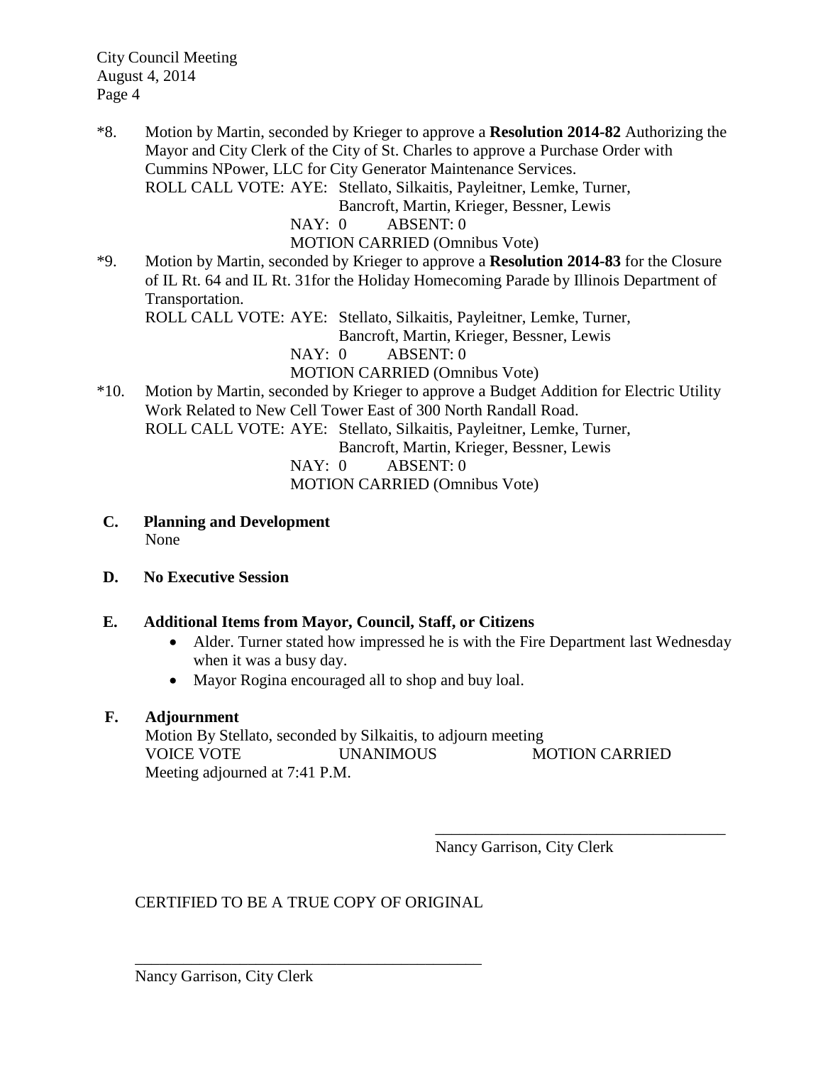*8. Motion by Martin, seconded by Krieger to approve a **Resolution 2014-82** Authorizing the Mayor and City Clerk of the City of St. Charles to approve a Purchase Order with Cummins NPower, LLC for City Generator Maintenance Services.
ROLL CALL VOTE: AYE: Stellato, Silkaitis, Payleitner, Lemke, Turner, Bancroft, Martin, Krieger, Bessner, Lewis
NAY: 0 ABSENT: 0
MOTION CARRIED (Omnibus Vote)

*9. Motion by Martin, seconded by Krieger to approve a **Resolution 2014-83** for the Closure of IL Rt. 64 and IL Rt. 31for the Holiday Homecoming Parade by Illinois Department of Transportation.
ROLL CALL VOTE: AYE: Stellato, Silkaitis, Payleitner, Lemke, Turner, Bancroft, Martin, Krieger, Bessner, Lewis
NAY: 0 ABSENT: 0
MOTION CARRIED (Omnibus Vote)

*10. Motion by Martin, seconded by Krieger to approve a Budget Addition for Electric Utility Work Related to New Cell Tower East of 300 North Randall Road.
ROLL CALL VOTE: AYE: Stellato, Silkaitis, Payleitner, Lemke, Turner, Bancroft, Martin, Krieger, Bessner, Lewis
NAY: 0 ABSENT: 0
MOTION CARRIED (Omnibus Vote)

**C. Planning and Development**
None

**D. No Executive Session**

**E. Additional Items from Mayor, Council, Staff, or Citizens**

- Alder. Turner stated how impressed he is with the Fire Department last Wednesday when it was a busy day.
- Mayor Rogina encouraged all to shop and buy loal.

**F. Adjournment**
Motion By Stellato, seconded by Silkaitis, to adjourn meeting
VOICE VOTE UNANIMOUS MOTION CARRIED
Meeting adjourned at 7:41 P.M.

\_\_\_\_\_\_\_\_\_\_\_\_\_\_\_\_\_\_\_\_\_\_\_\_\_\_\_\_\_\_\_\_\_\_\_\_
Nancy Garrison, City Clerk

CERTIFIED TO BE A TRUE COPY OF ORIGINAL

\_\_\_\_\_\_\_\_\_\_\_\_\_\_\_\_\_\_\_\_\_\_\_\_\_\_\_\_\_\_\_\_\_\_\_\_\_\_\_\_\_\_
Nancy Garrison, City Clerk